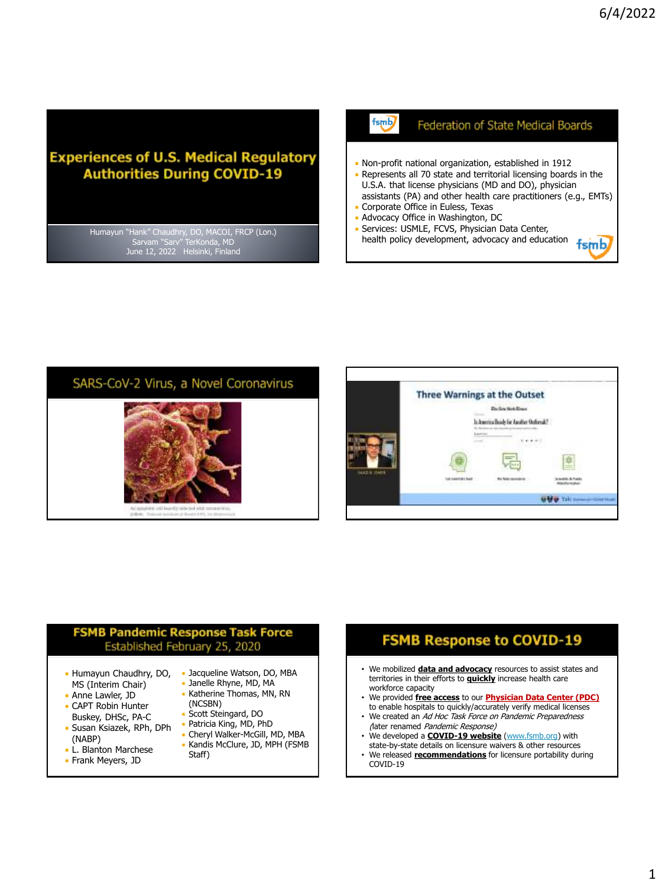# Experiences of U.S. Medical Regulatory Authorities During COVID-19

Humayun "Hank" Chaudhry, DO, MACOI, FRCP (Lon.)
Sarvam "Sarv" TerKonda, MD
June 12, 2022 Helsinki, Finland

## Federation of State Medical Boards

- Non-profit national organization, established in 1912
- Represents all 70 state and territorial licensing boards in the U.S.A. that license physicians (MD and DO), physician assistants (PA) and other health care practitioners (e.g., EMTs)
- Corporate Office in Euless, Texas
- Advocacy Office in Washington, DC
- Services: USMLE, FCVS, Physician Data Center, health policy development, advocacy and education

## SARS-CoV-2 Virus, a Novel Coronavirus

## Three Warnings at the Outset

Is America Ready for Another Outbreak?

## FSMB Pandemic Response Task Force
### Established February 25, 2020

- Humayun Chaudhry, DO, MS (Interim Chair)
- Anne Lawler, JD
- CAPT Robin Hunter Buskey, DHSc, PA-C
- Susan Ksiazek, RPh, DPh (NABP)
- L. Blanton Marchese
- Frank Meyers, JD
- Jacqueline Watson, DO, MBA
- Janelle Rhyne, MD, MA
- Katherine Thomas, MN, RN (NCSBN)
- Scott Steingard, DO
- Patricia King, MD, PhD
- Cheryl Walker-McGill, MD, MBA
- Kandis McClure, JD, MPH (FSMB Staff)

## FSMB Response to COVID-19

- We mobilized **data and advocacy** resources to assist states and territories in their efforts to **quickly** increase health care workforce capacity
- We provided **free access** to our **Physician Data Center (PDC)** to enable hospitals to quickly/accurately verify medical licenses
- We created an *Ad Hoc Task Force on Pandemic Preparedness (later renamed Pandemic Response)*
- We developed a **COVID-19 website** (www.fsmb.org) with state-by-state details on licensure waivers & other resources
- We released **recommendations** for licensure portability during COVID-19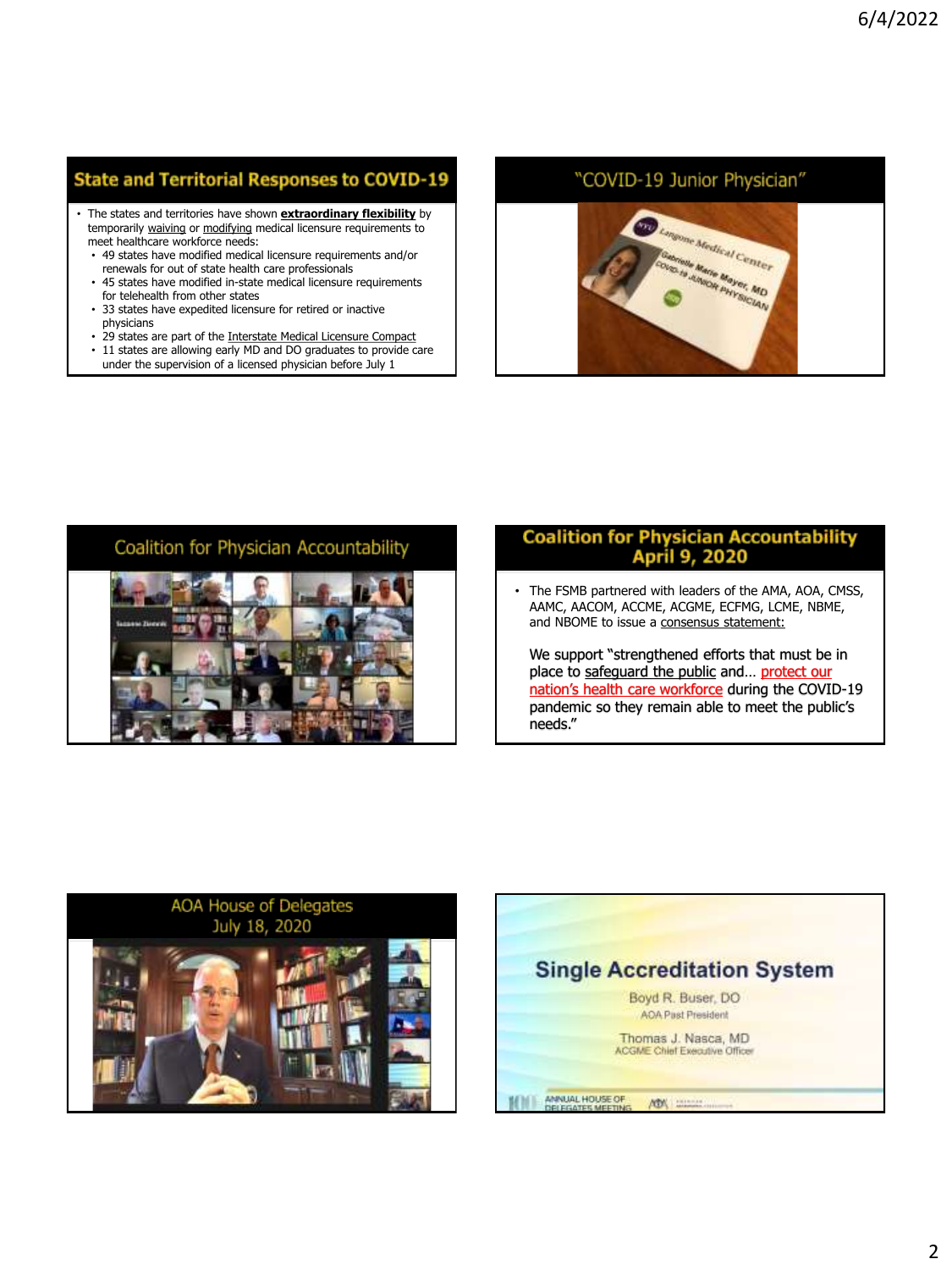## State and Territorial Responses to COVID-19

- The states and territories have shown **extraordinary flexibility** by temporarily waiving or modifying medical licensure requirements to meet healthcare workforce needs:
  - 49 states have modified medical licensure requirements and/or renewals for out of state health care professionals
  - 45 states have modified in-state medical licensure requirements for telehealth from other states
  - 33 states have expedited licensure for retired or inactive physicians
  - 29 states are part of the Interstate Medical Licensure Compact
  - 11 states are allowing early MD and DO graduates to provide care under the supervision of a licensed physician before July 1

## "COVID-19 Junior Physician"

## Coalition for Physician Accountability

## Coalition for Physician Accountability April 9, 2020

- The FSMB partnered with leaders of the AMA, AOA, CMSS, AAMC, AACOM, ACCME, ACGME, ECFMG, LCME, NBME, and NBOME to issue a consensus statement:

  We support "strengthened efforts that must be in place to safeguard the public and… protect our nation's health care workforce during the COVID-19 pandemic so they remain able to meet the public's needs."

## AOA House of Delegates July 18, 2020

## Single Accreditation System

Boyd R. Buser, DO
AOA Past President

Thomas J. Nasca, MD
ACGME Chief Executive Officer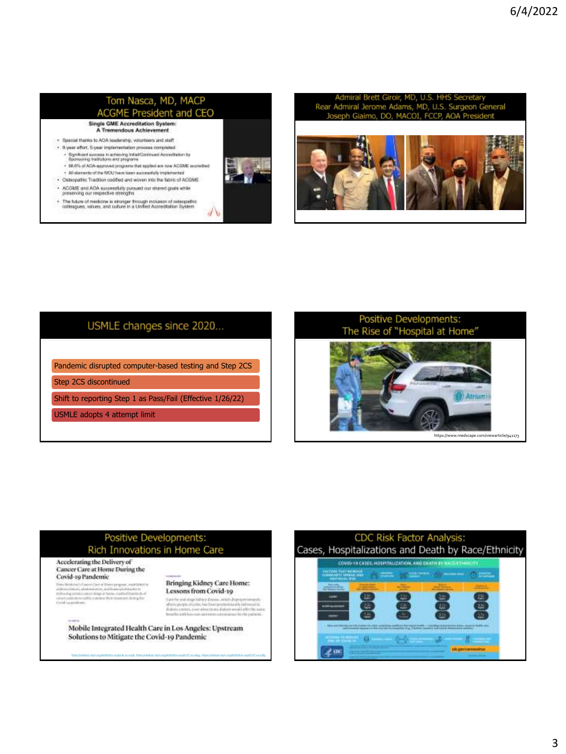## Tom Nasca, MD, MACP
## ACGME President and CEO

**Single GME Accreditation System: A Tremendous Achievement**

- Special thanks to AOA leadership, volunteers and staff
- 8-year effort, 5-year implementation process completed
  - Significant success in achieving Initial/Continued Accreditation by Sponsoring Institutions and programs
  - 98.6% of AOA-approved programs that applied are now ACGME accredited
  - All elements of the MOU have been successfully implemented
- Osteopathic Tradition codified and woven into the fabric of ACGME
- ACGME and AOA successfully pursued our shared goals while preserving our respective strengths
- The future of medicine is stronger through inclusion of osteopathic colleagues, values, and culture in a Unified Accreditation System

## Admiral Brett Giroir, MD, U.S. HHS Secretary
## Rear Admiral Jerome Adams, MD, U.S. Surgeon General
## Joseph Giaimo, DO, MACOI, FCCP, AOA President

## USMLE changes since 2020…

- Pandemic disrupted computer-based testing and Step 2CS
- Step 2CS discontinued
- Shift to reporting Step 1 as Pass/Fail (Effective 1/26/22)
- USMLE adopts 4 attempt limit

## Positive Developments: The Rise of "Hospital at Home"

https://www.medscape.com/viewarticle/941173

## Positive Developments: Rich Innovations in Home Care

Accelerating the Delivery of Cancer Care at Home During the Covid-19 Pandemic

Bringing Kidney Care Home: Lessons from Covid-19

Mobile Integrated Health Care in Los Angeles: Upstream Solutions to Mitigate the Covid-19 Pandemic

## CDC Risk Factor Analysis: Cases, Hospitalizations and Death by Race/Ethnicity

COVID-19 CASES, HOSPITALIZATION, AND DEATH BY RACE/ETHNICITY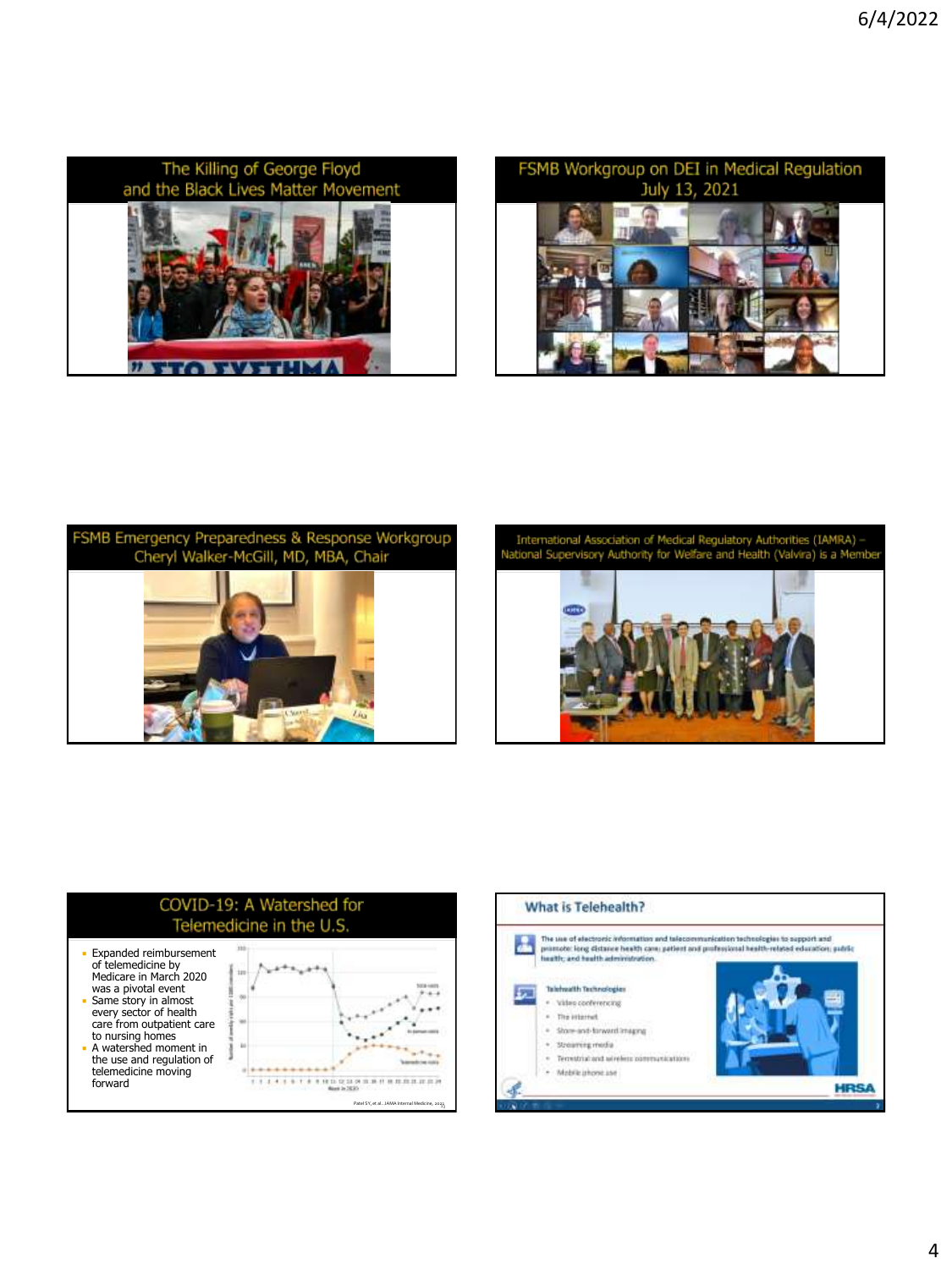## The Killing of George Floyd and the Black Lives Matter Movement

## FSMB Workgroup on DEI in Medical Regulation July 13, 2021

## FSMB Emergency Preparedness & Response Workgroup Cheryl Walker-McGill, MD, MBA, Chair

## International Association of Medical Regulatory Authorities (IAMRA) – National Supervisory Authority for Welfare and Health (Valvira) is a Member

## COVID-19: A Watershed for Telemedicine in the U.S.

- Expanded reimbursement of telemedicine by Medicare in March 2020 was a pivotal event
- Same story in almost every sector of health care from outpatient care to nursing homes
- A watershed moment in the use and regulation of telemedicine moving forward

Patel SY, et al., JAMA Internal Medicine, 2021

## What is Telehealth?

The use of electronic information and telecommunication technologies to support and promote: long distance health care; patient and professional health-related education; public health; and health administration.

**Telehealth Technologies**

- Video conferencing
- The internet
- Store-and-forward imaging
- Streaming media
- Terrestrial and wireless communications
- Mobile phone use

HRSA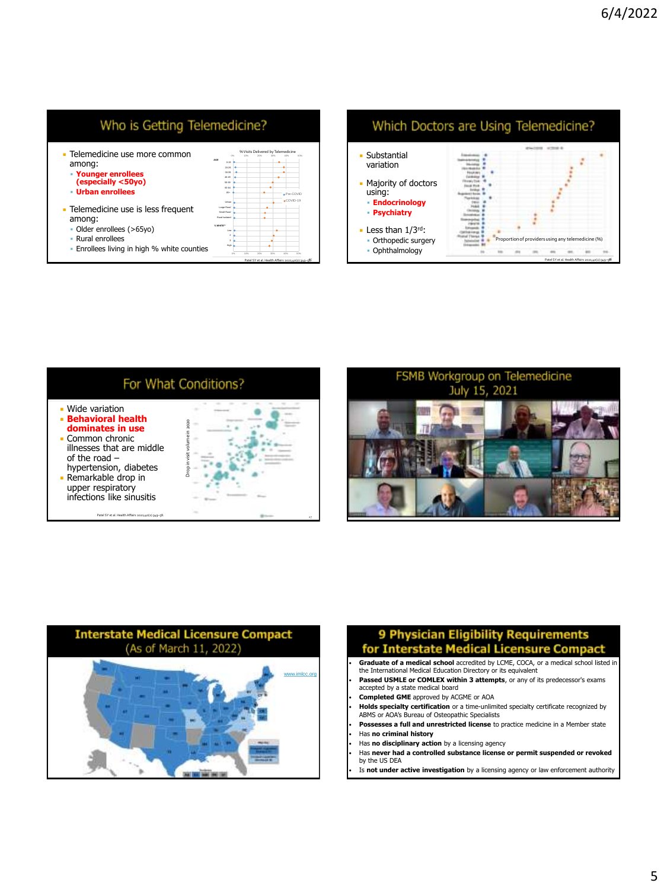## Who is Getting Telemedicine?

- Telemedicine use more common among:
  - **Younger enrollees (especially <50yo)**
  - **Urban enrollees**
- Telemedicine use is less frequent among:
  - Older enrollees (>65yo)
  - Rural enrollees
  - Enrollees living in high % white counties

Patel SY et al. Health Affairs 2021;40(2):349–58

## Which Doctors are Using Telemedicine?

- Substantial variation
- Majority of doctors using:
  - **Endocrinology**
  - **Psychiatry**
- Less than 1/3rd:
  - Orthopedic surgery
  - Ophthalmology

Proportion of providers using any telemedicine (%)

Patel SY et al. Health Affairs 2021;40(2):349–58

## For What Conditions?

- Wide variation
- **Behavioral health dominates in use**
- Common chronic illnesses that are middle of the road – hypertension, diabetes
- Remarkable drop in upper respiratory infections like sinusitis

Drop in visit volume in 2020

Patel SY et al. Health Affairs 2021;40(2):349–58

## FSMB Workgroup on Telemedicine July 15, 2021

## Interstate Medical Licensure Compact (As of March 11, 2022)

www.imlcc.org

## 9 Physician Eligibility Requirements for Interstate Medical Licensure Compact

- **Graduate of a medical school** accredited by LCME, COCA, or a medical school listed in the International Medical Education Directory or its equivalent
- **Passed USMLE or COMLEX within 3 attempts**, or any of its predecessor's exams accepted by a state medical board
- **Completed GME** approved by ACGME or AOA
- **Holds specialty certification** or a time-unlimited specialty certificate recognized by ABMS or AOA's Bureau of Osteopathic Specialists
- **Possesses a full and unrestricted license** to practice medicine in a Member state
- Has **no criminal history**
- Has **no disciplinary action** by a licensing agency
- Has **never had a controlled substance license or permit suspended or revoked** by the US DEA
- Is **not under active investigation** by a licensing agency or law enforcement authority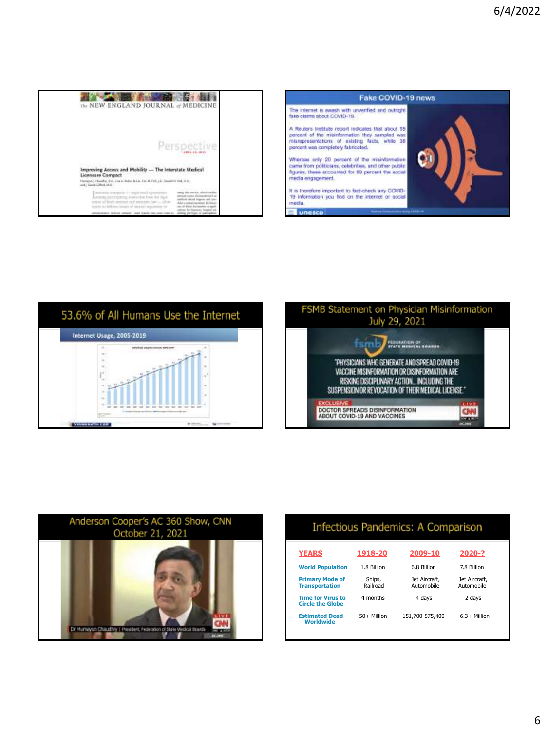The NEW ENGLAND JOURNAL of MEDICINE

Perspective

Improving Access and Mobility — The Interstate Medical Licensure Compact

## Fake COVID-19 news

The internet is awash with unverified and outright fake claims about COVID-19.

A Reuters Institute report indicates that about 59 percent of the misinformation they sampled was misrepresentations of existing facts, while 38 percent was completely fabricated.

Whereas only 20 percent of the misinformation came from politicians, celebrities, and other public figures, these accounted for 69 percent the social media engagement.

It is therefore important to fact-check any COVID-19 information you find on the internet or social media.

unesco

## 53.6% of All Humans Use the Internet

Internet Usage, 2005-2019

## FSMB Statement on Physician Misinformation July 29, 2021

fsmb FEDERATION OF STATE MEDICAL BOARDS

"PHYSICIANS WHO GENERATE AND SPREAD COVID-19 VACCINE MISINFORMATION OR DISINFORMATION ARE RISKING DISCIPLINARY ACTION...INCLUDING THE SUSPENSION OR REVOCATION OF THEIR MEDICAL LICENSE."

EXCLUSIVE

DOCTOR SPREADS DISINFORMATION ABOUT COVID-19 AND VACCINES

## Anderson Cooper's AC 360 Show, CNN October 21, 2021

Dr. Humayun Chaudhry | President, Federation of State Medical Boards

## Infectious Pandemics: A Comparison

| YEARS | 1918-20 | 2009-10 | 2020-? |
|---|---|---|---|
| World Population | 1.8 Billion | 6.8 Billion | 7.8 Billion |
| Primary Mode of Transportation | Ships, Railroad | Jet Aircraft, Automobile | Jet Aircraft, Automobile |
| Time for Virus to Circle the Globe | 4 months | 4 days | 2 days |
| Estimated Dead Worldwide | 50+ Million | 151,700-575,400 | 6.3+ Million |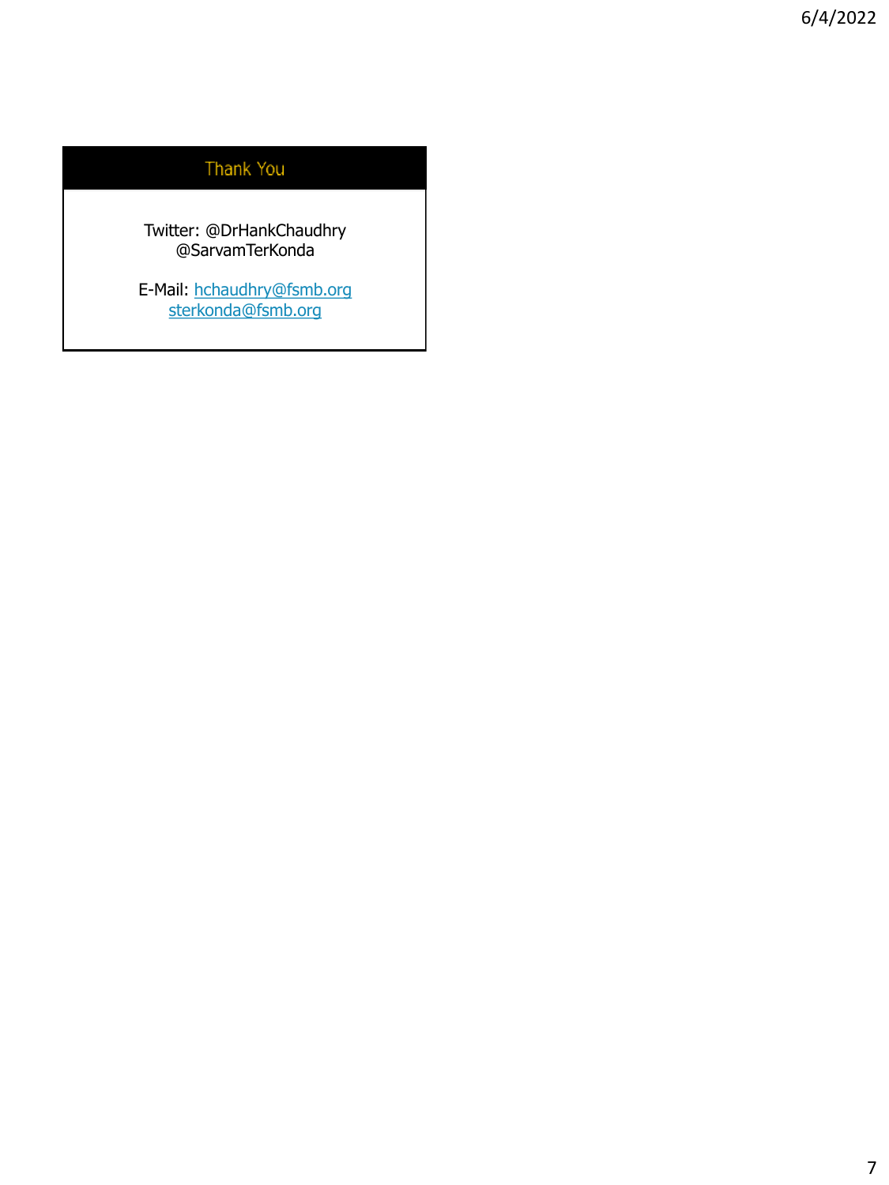## Thank You

Twitter: @DrHankChaudhry
@SarvamTerKonda

E-Mail: hchaudhry@fsmb.org
sterkonda@fsmb.org